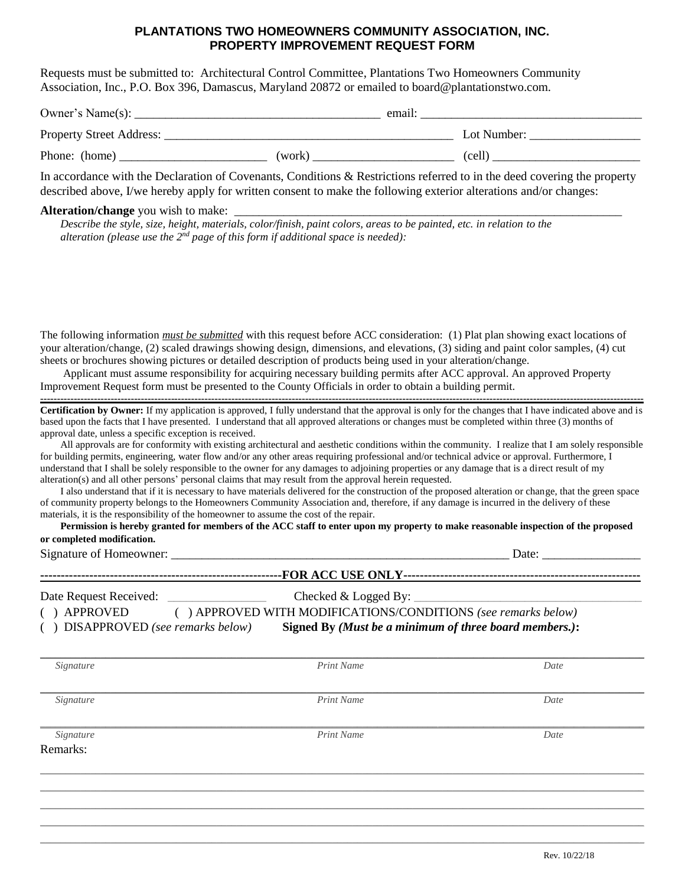# PLANTATIONS TWO HOMEOWNERS COMMUNITY ASSOCIATION, INC.
## PROPERTY IMPROVEMENT REQUEST FORM

Requests must be submitted to: Architectural Control Committee, Plantations Two Homeowners Community Association, Inc., P.O. Box 396, Damascus, Maryland 20872 or emailed to board@plantationstwo.com.

Owner's Name(s): ________________________________________ email: ____________________________________

Property Street Address: ________________________________________________ Lot Number: __________________

Phone: (home) ________________________ (work) _______________________ (cell) _________________________

In accordance with the Declaration of Covenants, Conditions & Restrictions referred to in the deed covering the property described above, I/we hereby apply for written consent to make the following exterior alterations and/or changes:

**Alteration/change** you wish to make: _________________________________________________________________

*Describe the style, size, height, materials, color/finish, paint colors, areas to be painted, etc. in relation to the alteration (please use the 2nd page of this form if additional space is needed):*

The following information ***must be submitted*** with this request before ACC consideration: (1) Plat plan showing exact locations of your alteration/change, (2) scaled drawings showing design, dimensions, and elevations, (3) siding and paint color samples, (4) cut sheets or brochures showing pictures or detailed description of products being used in your alteration/change.

Applicant must assume responsibility for acquiring necessary building permits after ACC approval. An approved Property Improvement Request form must be presented to the County Officials in order to obtain a building permit.

---

**Certification by Owner:** If my application is approved, I fully understand that the approval is only for the changes that I have indicated above and is based upon the facts that I have presented. I understand that all approved alterations or changes must be completed within three (3) months of approval date, unless a specific exception is received.

All approvals are for conformity with existing architectural and aesthetic conditions within the community. I realize that I am solely responsible for building permits, engineering, water flow and/or any other areas requiring professional and/or technical advice or approval. Furthermore, I understand that I shall be solely responsible to the owner for any damages to adjoining properties or any damage that is a direct result of my alteration(s) and all other persons' personal claims that may result from the approval herein requested.

I also understand that if it is necessary to have materials delivered for the construction of the proposed alteration or change, that the green space of community property belongs to the Homeowners Community Association and, therefore, if any damage is incurred in the delivery of these materials, it is the responsibility of the homeowner to assume the cost of the repair.

**Permission is hereby granted for members of the ACC staff to enter upon my property to make reasonable inspection of the proposed or completed modification.**

Signature of Homeowner: ________________________________________________________ Date: ________________

---

**FOR ACC USE ONLY**

Date Request Received: ________________ Checked & Logged By: ____________________________________

( ) APPROVED ( ) APPROVED WITH MODIFICATIONS/CONDITIONS *(see remarks below)*

( ) DISAPPROVED *(see remarks below)* **Signed By *(Must be a minimum of three board members.)*:**

| *Signature* | *Print Name* | *Date* |
|---|---|---|
| | | |
| *Signature* | *Print Name* | *Date* |
| | | |
| *Signature* | *Print Name* | *Date* |

Remarks:

_____________________________________________________________________________________________________

_____________________________________________________________________________________________________

_____________________________________________________________________________________________________

_____________________________________________________________________________________________________

_____________________________________________________________________________________________________

Rev. 10/22/18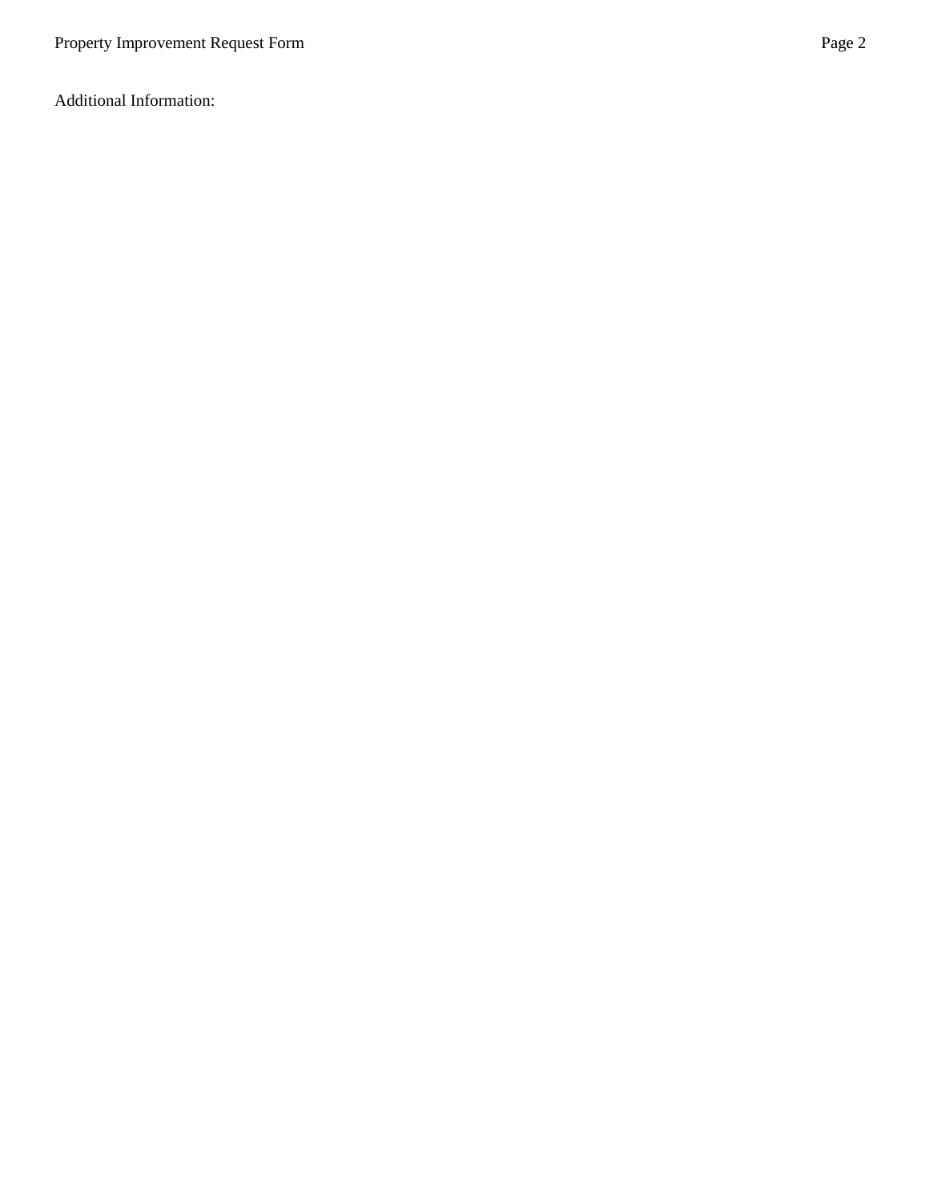Additional Information: